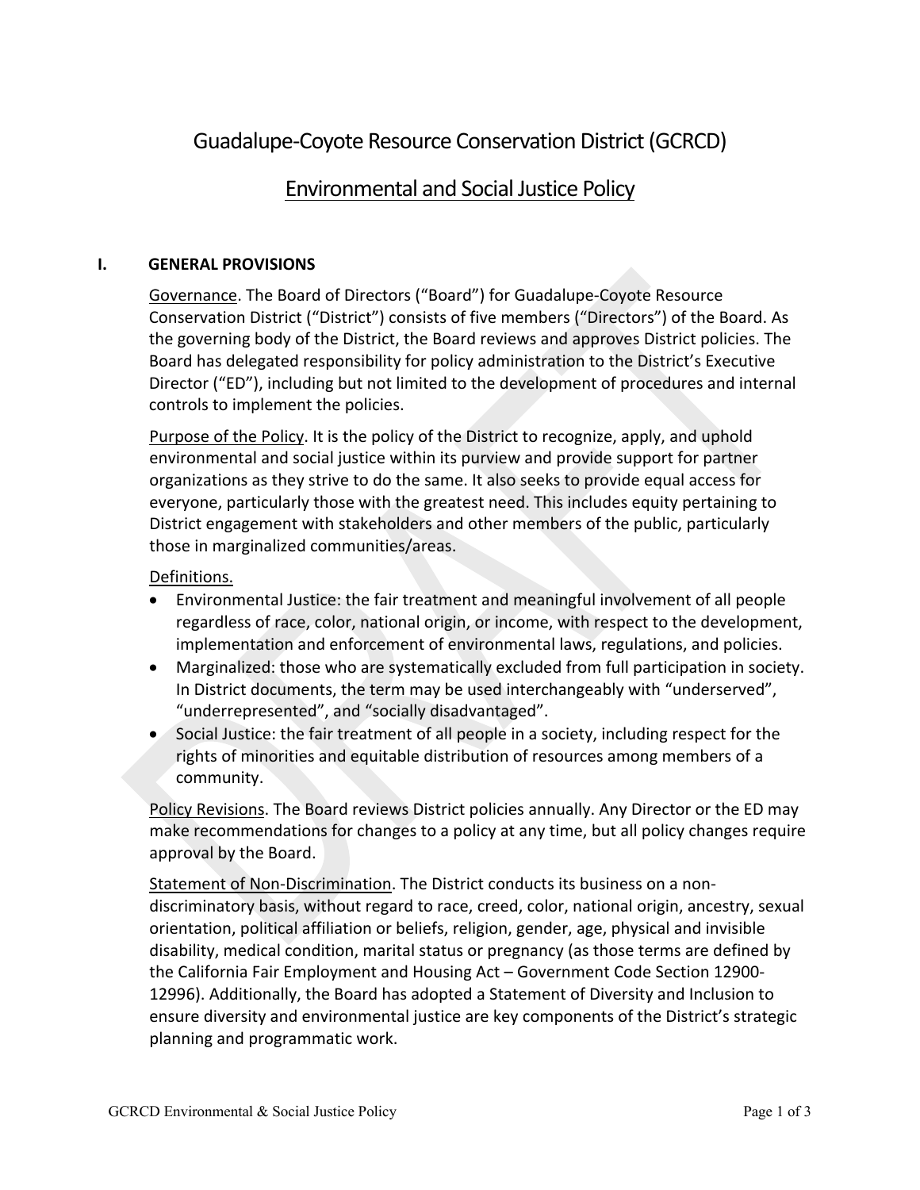# Guadalupe-Coyote Resource Conservation District (GCRCD)

## Environmental and Social Justice Policy

### I. GENERAL PROVISIONS

Governance. The Board of Directors ("Board") for Guadalupe-Coyote Resource Conservation District ("District") consists of five members ("Directors") of the Board. As the governing body of the District, the Board reviews and approves District policies. The Board has delegated responsibility for policy administration to the District's Executive Director ("ED"), including but not limited to the development of procedures and internal controls to implement the policies.

Purpose of the Policy. It is the policy of the District to recognize, apply, and uphold environmental and social justice within its purview and provide support for partner organizations as they strive to do the same. It also seeks to provide equal access for everyone, particularly those with the greatest need. This includes equity pertaining to District engagement with stakeholders and other members of the public, particularly those in marginalized communities/areas.

Definitions.

- Environmental Justice: the fair treatment and meaningful involvement of all people regardless of race, color, national origin, or income, with respect to the development, implementation and enforcement of environmental laws, regulations, and policies.
- Marginalized: those who are systematically excluded from full participation in society. In District documents, the term may be used interchangeably with "underserved", "underrepresented", and "socially disadvantaged".
- Social Justice: the fair treatment of all people in a society, including respect for the rights of minorities and equitable distribution of resources among members of a community.

Policy Revisions. The Board reviews District policies annually. Any Director or the ED may make recommendations for changes to a policy at any time, but all policy changes require approval by the Board.

Statement of Non-Discrimination. The District conducts its business on a non-discriminatory basis, without regard to race, creed, color, national origin, ancestry, sexual orientation, political affiliation or beliefs, religion, gender, age, physical and invisible disability, medical condition, marital status or pregnancy (as those terms are defined by the California Fair Employment and Housing Act – Government Code Section 12900-12996). Additionally, the Board has adopted a Statement of Diversity and Inclusion to ensure diversity and environmental justice are key components of the District's strategic planning and programmatic work.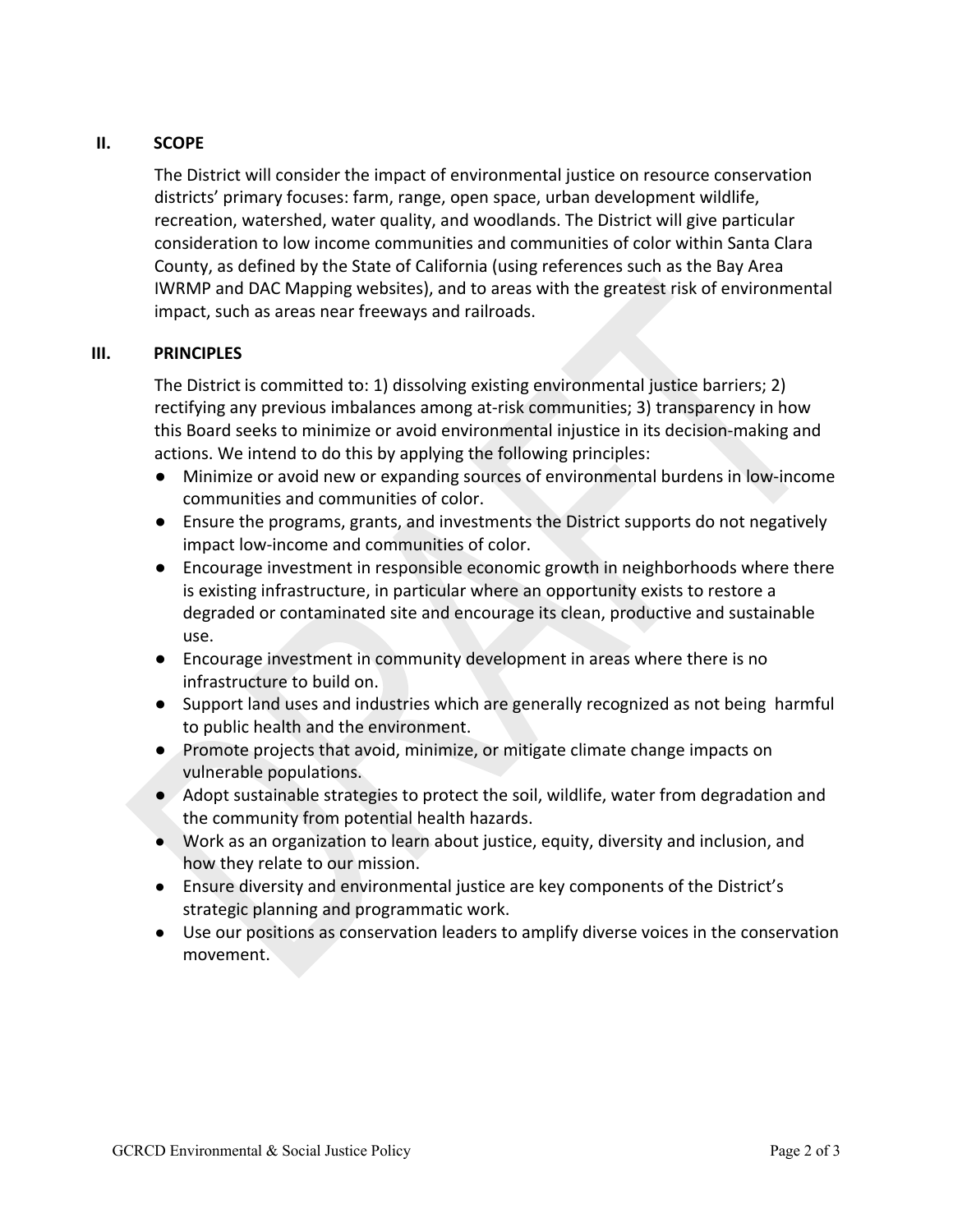## II. SCOPE

The District will consider the impact of environmental justice on resource conservation districts' primary focuses: farm, range, open space, urban development wildlife, recreation, watershed, water quality, and woodlands. The District will give particular consideration to low income communities and communities of color within Santa Clara County, as defined by the State of California (using references such as the Bay Area IWRMP and DAC Mapping websites), and to areas with the greatest risk of environmental impact, such as areas near freeways and railroads.

## III. PRINCIPLES

The District is committed to: 1) dissolving existing environmental justice barriers; 2) rectifying any previous imbalances among at-risk communities; 3) transparency in how this Board seeks to minimize or avoid environmental injustice in its decision-making and actions. We intend to do this by applying the following principles:

- Minimize or avoid new or expanding sources of environmental burdens in low-income communities and communities of color.
- Ensure the programs, grants, and investments the District supports do not negatively impact low-income and communities of color.
- Encourage investment in responsible economic growth in neighborhoods where there is existing infrastructure, in particular where an opportunity exists to restore a degraded or contaminated site and encourage its clean, productive and sustainable use.
- Encourage investment in community development in areas where there is no infrastructure to build on.
- Support land uses and industries which are generally recognized as not being harmful to public health and the environment.
- Promote projects that avoid, minimize, or mitigate climate change impacts on vulnerable populations.
- Adopt sustainable strategies to protect the soil, wildlife, water from degradation and the community from potential health hazards.
- Work as an organization to learn about justice, equity, diversity and inclusion, and how they relate to our mission.
- Ensure diversity and environmental justice are key components of the District's strategic planning and programmatic work.
- Use our positions as conservation leaders to amplify diverse voices in the conservation movement.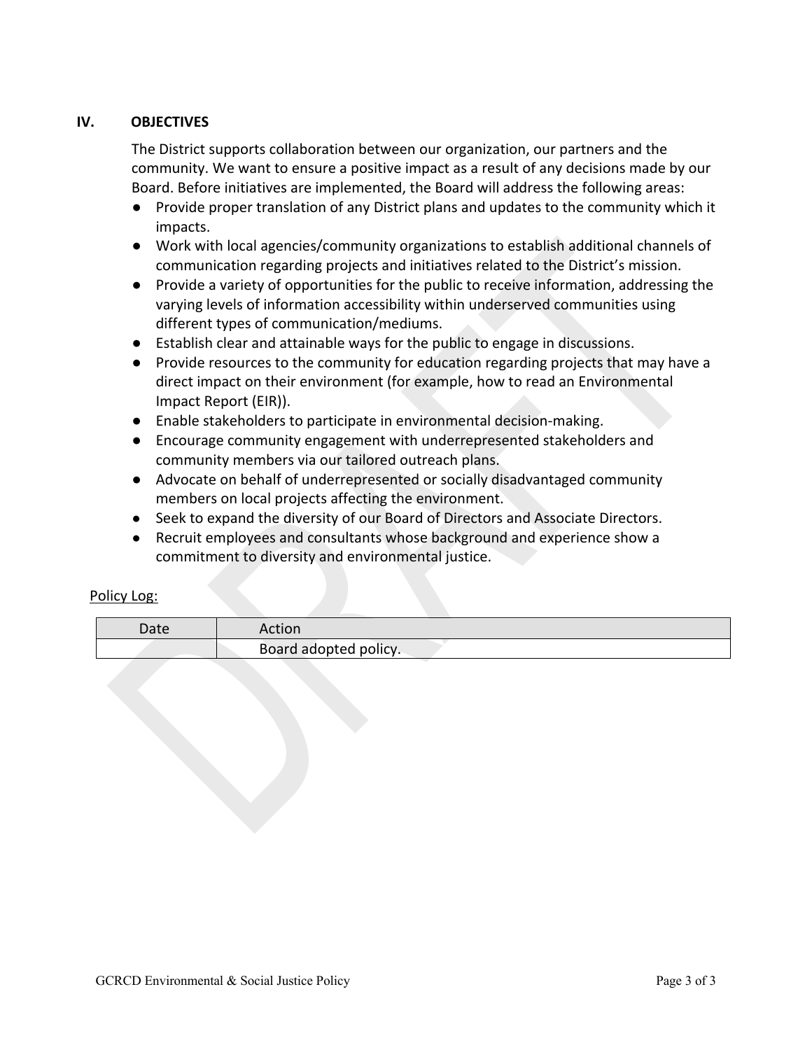## IV. OBJECTIVES

The District supports collaboration between our organization, our partners and the community. We want to ensure a positive impact as a result of any decisions made by our Board. Before initiatives are implemented, the Board will address the following areas:

- Provide proper translation of any District plans and updates to the community which it impacts.
- Work with local agencies/community organizations to establish additional channels of communication regarding projects and initiatives related to the District's mission.
- Provide a variety of opportunities for the public to receive information, addressing the varying levels of information accessibility within underserved communities using different types of communication/mediums.
- Establish clear and attainable ways for the public to engage in discussions.
- Provide resources to the community for education regarding projects that may have a direct impact on their environment (for example, how to read an Environmental Impact Report (EIR)).
- Enable stakeholders to participate in environmental decision-making.
- Encourage community engagement with underrepresented stakeholders and community members via our tailored outreach plans.
- Advocate on behalf of underrepresented or socially disadvantaged community members on local projects affecting the environment.
- Seek to expand the diversity of our Board of Directors and Associate Directors.
- Recruit employees and consultants whose background and experience show a commitment to diversity and environmental justice.

Policy Log:

| Date | Action |
| --- | --- |
| | Board adopted policy. |